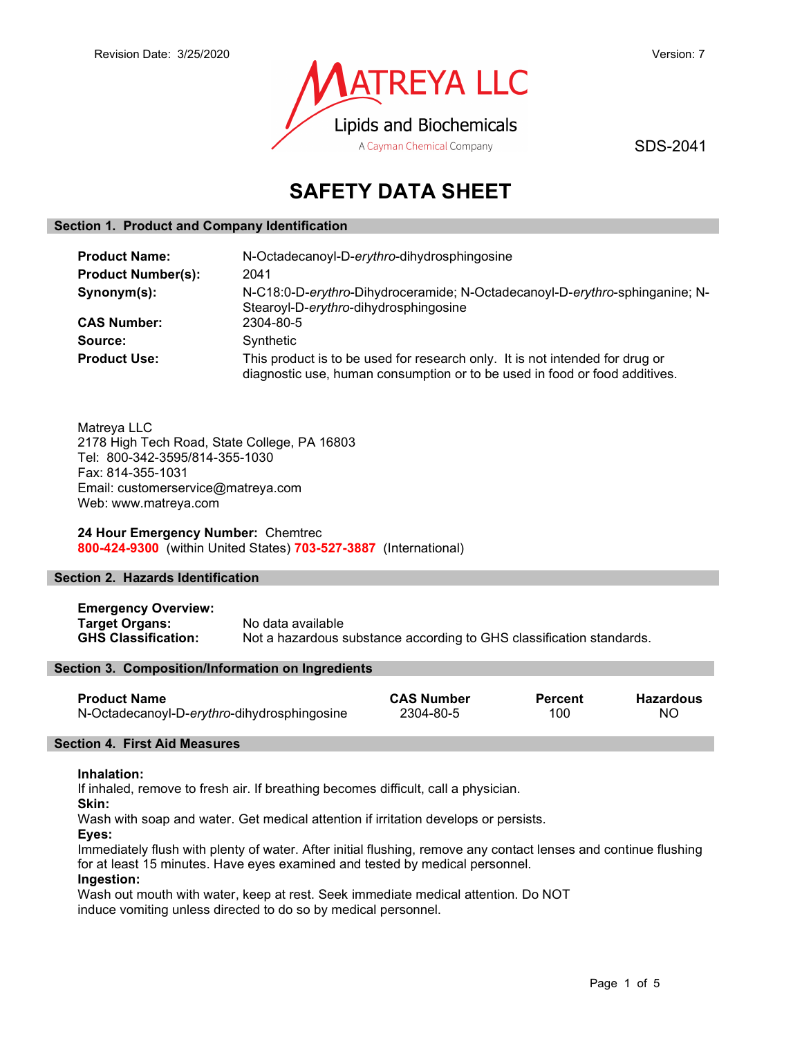Revision Date: 3/25/2020

Version: 7

MATREYA LLC
Lipids and Biochemicals
A Cayman Chemical Company

SDS-2041

# SAFETY DATA SHEET

## Section 1. Product and Company Identification

**Product Name:** N-Octadecanoyl-D-*erythro*-dihydrosphingosine

**Product Number(s):** 2041

**Synonym(s):** N-C18:0-D-*erythro*-Dihydroceramide; N-Octadecanoyl-D-*erythro*-sphinganine; N-Stearoyl-D-*erythro*-dihydrosphingosine

**CAS Number:** 2304-80-5

**Source:** Synthetic

**Product Use:** This product is to be used for research only. It is not intended for drug or diagnostic use, human consumption or to be used in food or food additives.

Matreya LLC
2178 High Tech Road, State College, PA 16803
Tel: 800-342-3595/814-355-1030
Fax: 814-355-1031
Email: customerservice@matreya.com
Web: www.matreya.com

**24 Hour Emergency Number:** Chemtrec
**800-424-9300** (within United States) **703-527-3887** (International)

## Section 2. Hazards Identification

**Emergency Overview:**

**Target Organs:** No data available

**GHS Classification:** Not a hazardous substance according to GHS classification standards.

## Section 3. Composition/Information on Ingredients

| Product Name | CAS Number | Percent | Hazardous |
|---|---|---|---|
| N-Octadecanoyl-D-*erythro*-dihydrosphingosine | 2304-80-5 | 100 | NO |

## Section 4. First Aid Measures

**Inhalation:**
If inhaled, remove to fresh air. If breathing becomes difficult, call a physician.

**Skin:**
Wash with soap and water. Get medical attention if irritation develops or persists.

**Eyes:**
Immediately flush with plenty of water. After initial flushing, remove any contact lenses and continue flushing for at least 15 minutes. Have eyes examined and tested by medical personnel.

**Ingestion:**
Wash out mouth with water, keep at rest. Seek immediate medical attention. Do NOT induce vomiting unless directed to do so by medical personnel.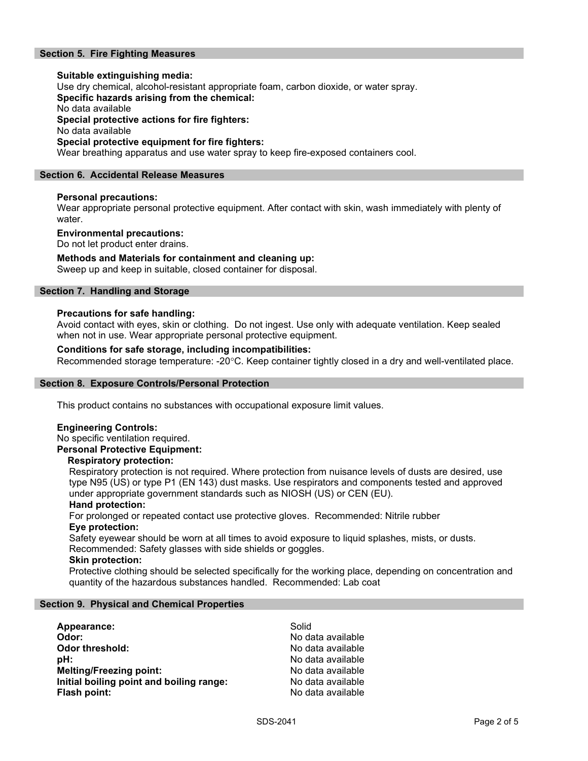## Section 5. Fire Fighting Measures

**Suitable extinguishing media:**
Use dry chemical, alcohol-resistant appropriate foam, carbon dioxide, or water spray.
**Specific hazards arising from the chemical:**
No data available
**Special protective actions for fire fighters:**
No data available
**Special protective equipment for fire fighters:**
Wear breathing apparatus and use water spray to keep fire-exposed containers cool.

## Section 6. Accidental Release Measures

**Personal precautions:**
Wear appropriate personal protective equipment. After contact with skin, wash immediately with plenty of water.

**Environmental precautions:**
Do not let product enter drains.

**Methods and Materials for containment and cleaning up:**
Sweep up and keep in suitable, closed container for disposal.

## Section 7. Handling and Storage

**Precautions for safe handling:**
Avoid contact with eyes, skin or clothing. Do not ingest. Use only with adequate ventilation. Keep sealed when not in use. Wear appropriate personal protective equipment.

**Conditions for safe storage, including incompatibilities:**
Recommended storage temperature: -20°C. Keep container tightly closed in a dry and well-ventilated place.

## Section 8. Exposure Controls/Personal Protection

This product contains no substances with occupational exposure limit values.

**Engineering Controls:**
No specific ventilation required.
**Personal Protective Equipment:**

**Respiratory protection:**
Respiratory protection is not required. Where protection from nuisance levels of dusts are desired, use type N95 (US) or type P1 (EN 143) dust masks. Use respirators and components tested and approved under appropriate government standards such as NIOSH (US) or CEN (EU).

**Hand protection:**
For prolonged or repeated contact use protective gloves. Recommended: Nitrile rubber

**Eye protection:**
Safety eyewear should be worn at all times to avoid exposure to liquid splashes, mists, or dusts. Recommended: Safety glasses with side shields or goggles.

**Skin protection:**
Protective clothing should be selected specifically for the working place, depending on concentration and quantity of the hazardous substances handled. Recommended: Lab coat

## Section 9. Physical and Chemical Properties

| | |
|---|---|
| **Appearance:** | Solid |
| **Odor:** | No data available |
| **Odor threshold:** | No data available |
| **pH:** | No data available |
| **Melting/Freezing point:** | No data available |
| **Initial boiling point and boiling range:** | No data available |
| **Flash point:** | No data available |

SDS-2041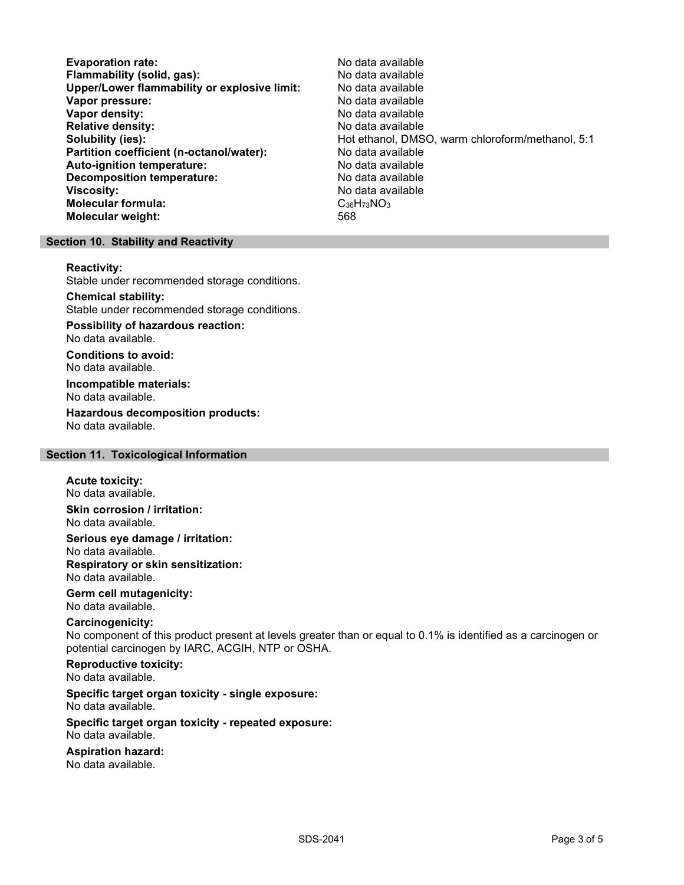| | |
|---|---|
| **Evaporation rate:** | No data available |
| **Flammability (solid, gas):** | No data available |
| **Upper/Lower flammability or explosive limit:** | No data available |
| **Vapor pressure:** | No data available |
| **Vapor density:** | No data available |
| **Relative density:** | No data available |
| **Solubility (ies):** | Hot ethanol, DMSO, warm chloroform/methanol, 5:1 |
| **Partition coefficient (n-octanol/water):** | No data available |
| **Auto-ignition temperature:** | No data available |
| **Decomposition temperature:** | No data available |
| **Viscosity:** | No data available |
| **Molecular formula:** | $C_{36}H_{73}NO_3$ |
| **Molecular weight:** | 568 |

## Section 10. Stability and Reactivity

**Reactivity:**
Stable under recommended storage conditions.

**Chemical stability:**
Stable under recommended storage conditions.

**Possibility of hazardous reaction:**
No data available.

**Conditions to avoid:**
No data available.

**Incompatible materials:**
No data available.

**Hazardous decomposition products:**
No data available.

## Section 11. Toxicological Information

**Acute toxicity:**
No data available.

**Skin corrosion / irritation:**
No data available.

**Serious eye damage / irritation:**
No data available.

**Respiratory or skin sensitization:**
No data available.

**Germ cell mutagenicity:**
No data available.

**Carcinogenicity:**
No component of this product present at levels greater than or equal to 0.1% is identified as a carcinogen or potential carcinogen by IARC, ACGIH, NTP or OSHA.

**Reproductive toxicity:**
No data available.

**Specific target organ toxicity - single exposure:**
No data available.

**Specific target organ toxicity - repeated exposure:**
No data available.

**Aspiration hazard:**
No data available.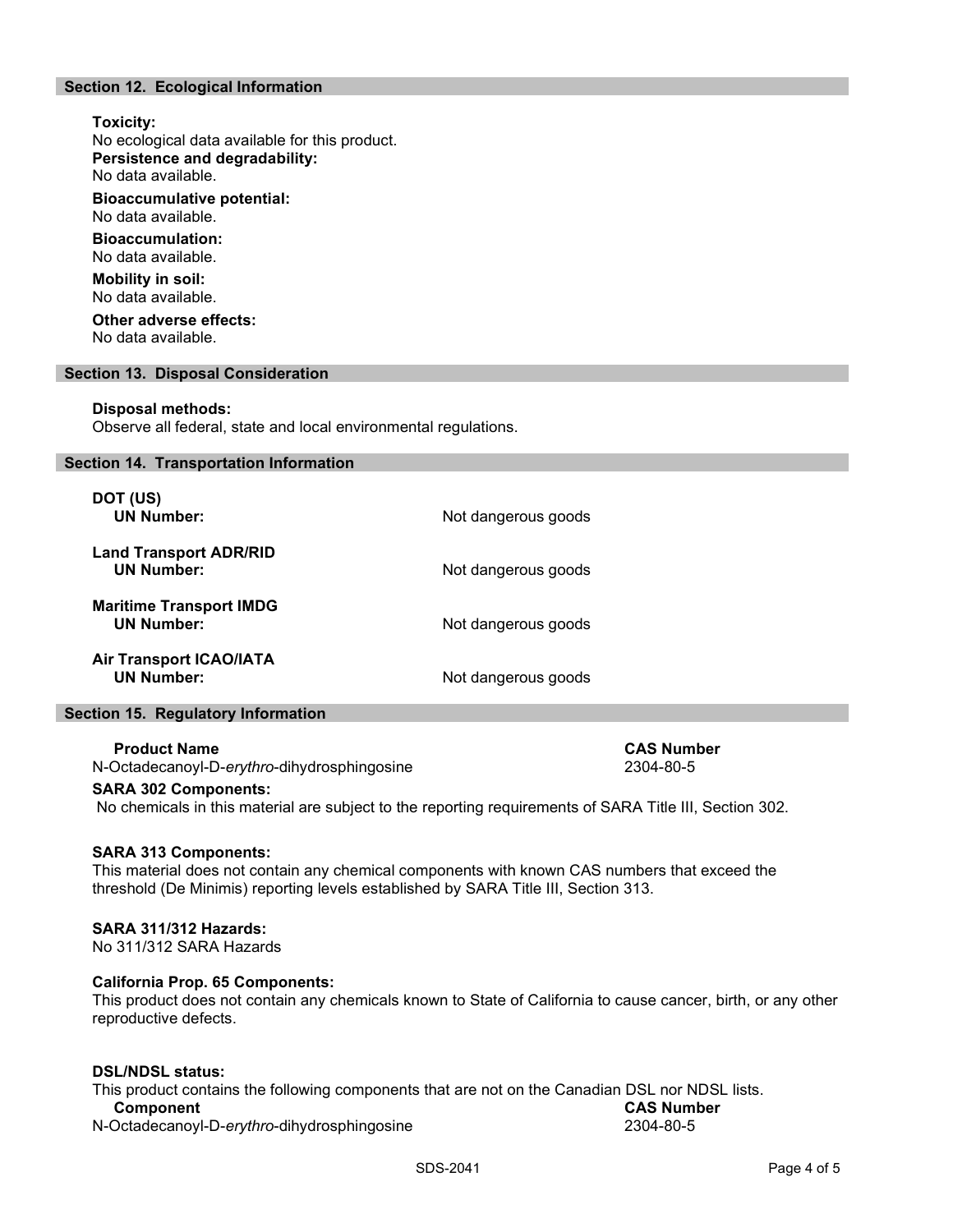## Section 12. Ecological Information

**Toxicity:**
No ecological data available for this product.

**Persistence and degradability:**
No data available.

**Bioaccumulative potential:**
No data available.

**Bioaccumulation:**
No data available.

**Mobility in soil:**
No data available.

**Other adverse effects:**
No data available.

## Section 13. Disposal Consideration

**Disposal methods:**
Observe all federal, state and local environmental regulations.

## Section 14. Transportation Information

| | |
|---|---|
| **DOT (US)** | |
| **UN Number:** | Not dangerous goods |
| **Land Transport ADR/RID** | |
| **UN Number:** | Not dangerous goods |
| **Maritime Transport IMDG** | |
| **UN Number:** | Not dangerous goods |
| **Air Transport ICAO/IATA** | |
| **UN Number:** | Not dangerous goods |

## Section 15. Regulatory Information

| **Product Name** | **CAS Number** |
|---|---|
| N-Octadecanoyl-D-*erythro*-dihydrosphingosine | 2304-80-5 |

**SARA 302 Components:**
No chemicals in this material are subject to the reporting requirements of SARA Title III, Section 302.

**SARA 313 Components:**
This material does not contain any chemical components with known CAS numbers that exceed the threshold (De Minimis) reporting levels established by SARA Title III, Section 313.

**SARA 311/312 Hazards:**
No 311/312 SARA Hazards

**California Prop. 65 Components:**
This product does not contain any chemicals known to State of California to cause cancer, birth, or any other reproductive defects.

**DSL/NDSL status:**
This product contains the following components that are not on the Canadian DSL nor NDSL lists.

| **Component** | **CAS Number** |
|---|---|
| N-Octadecanoyl-D-*erythro*-dihydrosphingosine | 2304-80-5 |

SDS-2041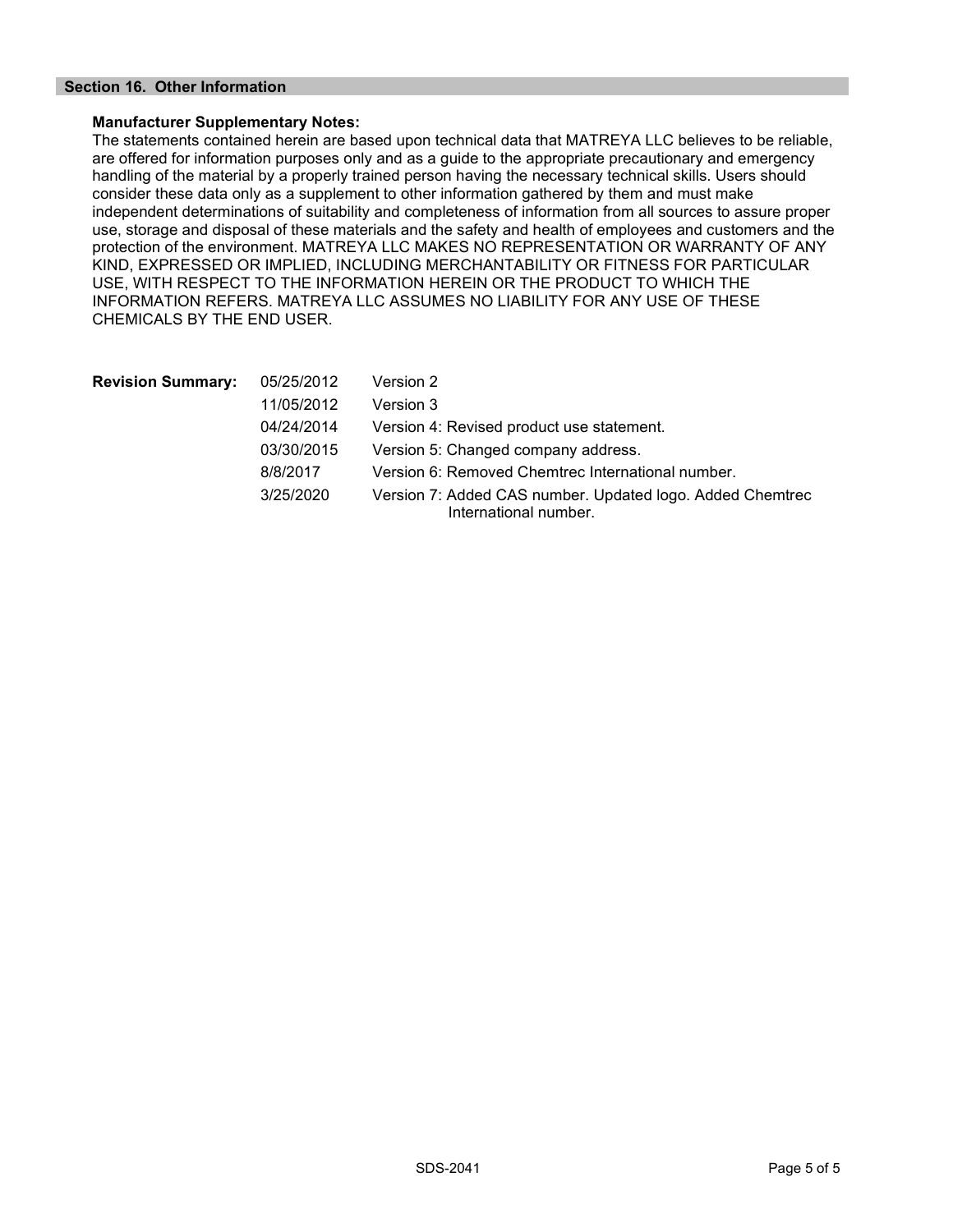## Section 16. Other Information

**Manufacturer Supplementary Notes:**

The statements contained herein are based upon technical data that MATREYA LLC believes to be reliable, are offered for information purposes only and as a guide to the appropriate precautionary and emergency handling of the material by a properly trained person having the necessary technical skills. Users should consider these data only as a supplement to other information gathered by them and must make independent determinations of suitability and completeness of information from all sources to assure proper use, storage and disposal of these materials and the safety and health of employees and customers and the protection of the environment. MATREYA LLC MAKES NO REPRESENTATION OR WARRANTY OF ANY KIND, EXPRESSED OR IMPLIED, INCLUDING MERCHANTABILITY OR FITNESS FOR PARTICULAR USE, WITH RESPECT TO THE INFORMATION HEREIN OR THE PRODUCT TO WHICH THE INFORMATION REFERS. MATREYA LLC ASSUMES NO LIABILITY FOR ANY USE OF THESE CHEMICALS BY THE END USER.

| | | |
|---|---|---|
| **Revision Summary:** | 05/25/2012 | Version 2 |
| | 11/05/2012 | Version 3 |
| | 04/24/2014 | Version 4: Revised product use statement. |
| | 03/30/2015 | Version 5: Changed company address. |
| | 8/8/2017 | Version 6: Removed Chemtrec International number. |
| | 3/25/2020 | Version 7: Added CAS number. Updated logo. Added Chemtrec International number. |

SDS-2041